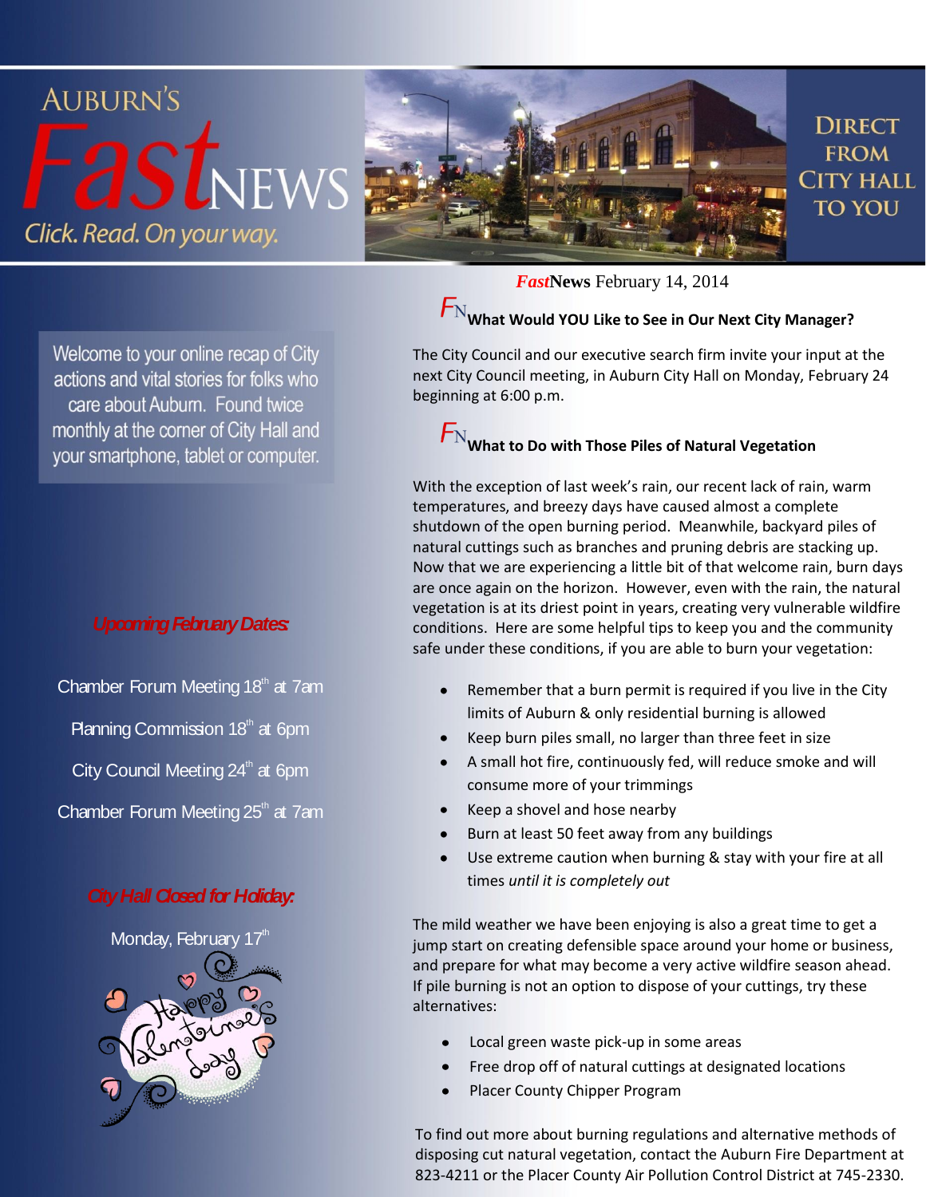# AUBURN'S *Fast*NEWS

*Click. Read. On your way.*

DIRECT FROM CITY HALL TO YOU

***Fast*News** February 14, 2014

Welcome to your online recap of City actions and vital stories for folks who care about Auburn. Found twice monthly at the corner of City Hall and your smartphone, tablet or computer.

***Upcoming February Dates:***

Chamber Forum Meeting 18th at 7am

Planning Commission 18th at 6pm

City Council Meeting 24th at 6pm

Chamber Forum Meeting 25th at 7am

***City Hall Closed for Holiday:***

Monday, February 17th

## FN What Would YOU Like to See in Our Next City Manager?

The City Council and our executive search firm invite your input at the next City Council meeting, in Auburn City Hall on Monday, February 24 beginning at 6:00 p.m.

## FN What to Do with Those Piles of Natural Vegetation

With the exception of last week's rain, our recent lack of rain, warm temperatures, and breezy days have caused almost a complete shutdown of the open burning period. Meanwhile, backyard piles of natural cuttings such as branches and pruning debris are stacking up. Now that we are experiencing a little bit of that welcome rain, burn days are once again on the horizon. However, even with the rain, the natural vegetation is at its driest point in years, creating very vulnerable wildfire conditions. Here are some helpful tips to keep you and the community safe under these conditions, if you are able to burn your vegetation:

- Remember that a burn permit is required if you live in the City limits of Auburn & only residential burning is allowed
- Keep burn piles small, no larger than three feet in size
- A small hot fire, continuously fed, will reduce smoke and will consume more of your trimmings
- Keep a shovel and hose nearby
- Burn at least 50 feet away from any buildings
- Use extreme caution when burning & stay with your fire at all times *until it is completely out*

The mild weather we have been enjoying is also a great time to get a jump start on creating defensible space around your home or business, and prepare for what may become a very active wildfire season ahead. If pile burning is not an option to dispose of your cuttings, try these alternatives:

- Local green waste pick-up in some areas
- Free drop off of natural cuttings at designated locations
- Placer County Chipper Program

To find out more about burning regulations and alternative methods of disposing cut natural vegetation, contact the Auburn Fire Department at 823-4211 or the Placer County Air Pollution Control District at 745-2330.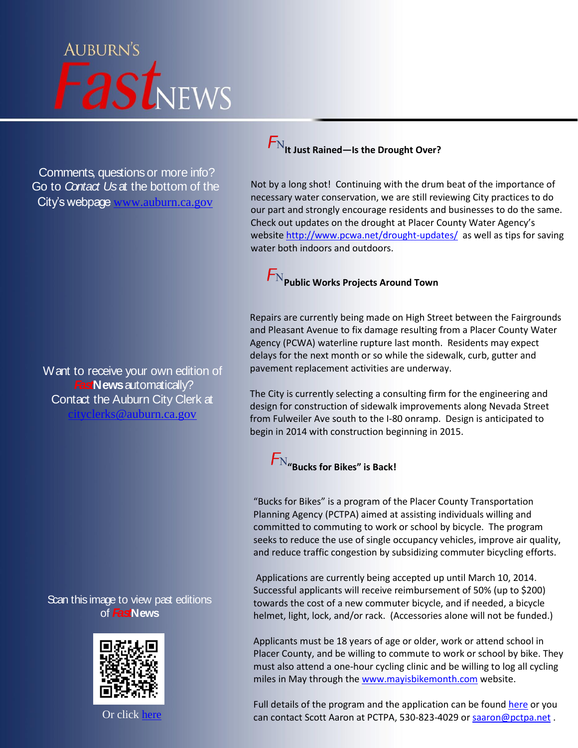# AUBURN'S *Fast*NEWS

Comments, questions or more info? Go to *Contact Us* at the bottom of the City's webpage www.auburn.ca.gov

Want to receive your own edition of ***Fast*News** automatically? Contact the Auburn City Clerk at cityclerks@auburn.ca.gov

Scan this image to view past editions of ***Fast*News**

Or click here

## FN It Just Rained—Is the Drought Over?

Not by a long shot! Continuing with the drum beat of the importance of necessary water conservation, we are still reviewing City practices to do our part and strongly encourage residents and businesses to do the same. Check out updates on the drought at Placer County Water Agency's website http://www.pcwa.net/drought-updates/ as well as tips for saving water both indoors and outdoors.

## FN Public Works Projects Around Town

Repairs are currently being made on High Street between the Fairgrounds and Pleasant Avenue to fix damage resulting from a Placer County Water Agency (PCWA) waterline rupture last month. Residents may expect delays for the next month or so while the sidewalk, curb, gutter and pavement replacement activities are underway.

The City is currently selecting a consulting firm for the engineering and design for construction of sidewalk improvements along Nevada Street from Fulweiler Ave south to the I-80 onramp. Design is anticipated to begin in 2014 with construction beginning in 2015.

## FN "Bucks for Bikes" is Back!

"Bucks for Bikes" is a program of the Placer County Transportation Planning Agency (PCTPA) aimed at assisting individuals willing and committed to commuting to work or school by bicycle. The program seeks to reduce the use of single occupancy vehicles, improve air quality, and reduce traffic congestion by subsidizing commuter bicycling efforts.

Applications are currently being accepted up until March 10, 2014. Successful applicants will receive reimbursement of 50% (up to $200) towards the cost of a new commuter bicycle, and if needed, a bicycle helmet, light, lock, and/or rack. (Accessories alone will not be funded.)

Applicants must be 18 years of age or older, work or attend school in Placer County, and be willing to commute to work or school by bike. They must also attend a one-hour cycling clinic and be willing to log all cycling miles in May through the www.mayisbikemonth.com website.

Full details of the program and the application can be found here or you can contact Scott Aaron at PCTPA, 530-823-4029 or saaron@pctpa.net .